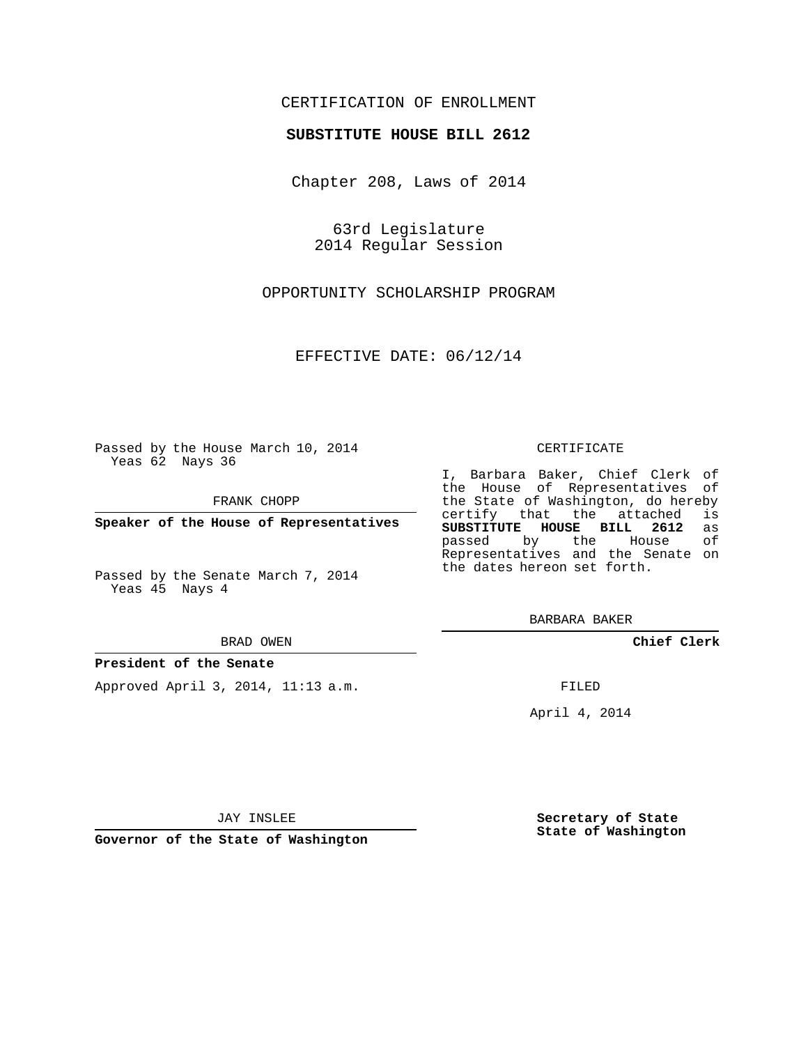CERTIFICATION OF ENROLLMENT

**SUBSTITUTE HOUSE BILL 2612**

Chapter 208, Laws of 2014

63rd Legislature
2014 Regular Session

OPPORTUNITY SCHOLARSHIP PROGRAM

EFFECTIVE DATE: 06/12/14

Passed by the House March 10, 2014
Yeas 62 Nays 36

FRANK CHOPP

**Speaker of the House of Representatives**

Passed by the Senate March 7, 2014
Yeas 45 Nays 4

BRAD OWEN

**President of the Senate**

Approved April 3, 2014, 11:13 a.m.

JAY INSLEE

**Governor of the State of Washington**

CERTIFICATE

I, Barbara Baker, Chief Clerk of the House of Representatives of the State of Washington, do hereby certify that the attached is **SUBSTITUTE HOUSE BILL 2612** as passed by the House of Representatives and the Senate on the dates hereon set forth.

BARBARA BAKER

**Chief Clerk**

FILED

April 4, 2014

**Secretary of State**
**State of Washington**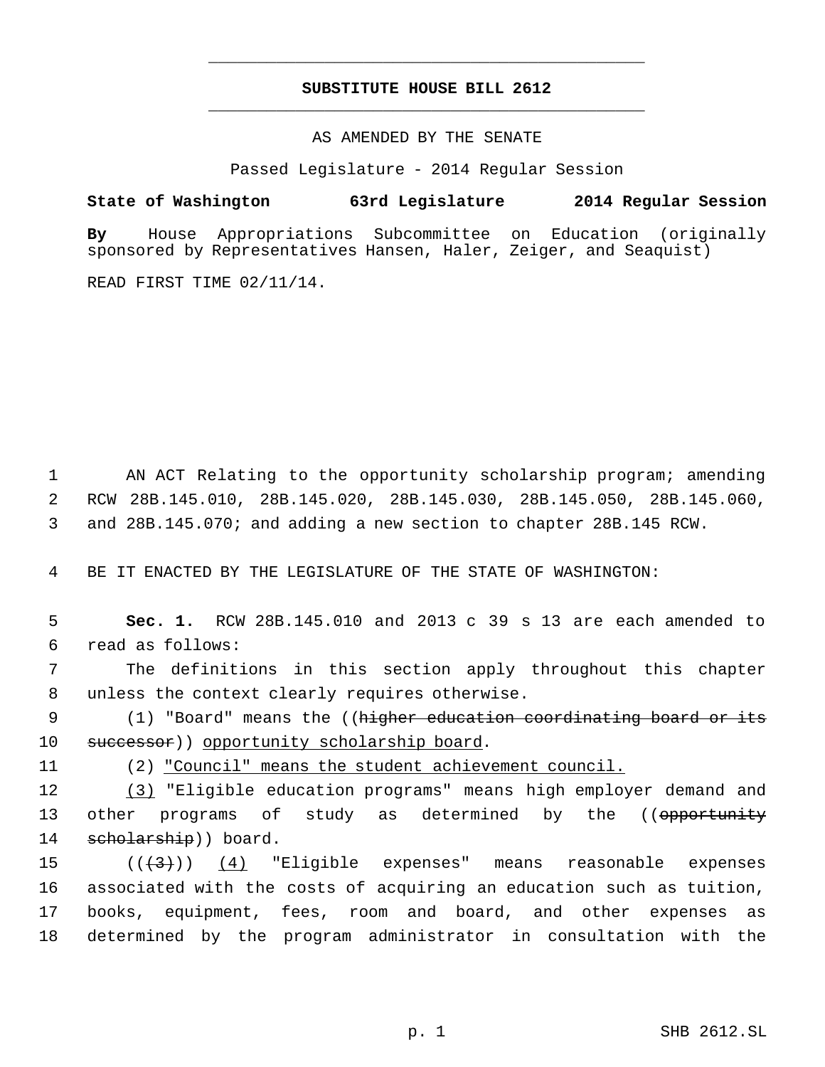# SUBSTITUTE HOUSE BILL 2612

AS AMENDED BY THE SENATE

Passed Legislature - 2014 Regular Session

**State of Washington 63rd Legislature 2014 Regular Session**

**By** House Appropriations Subcommittee on Education (originally sponsored by Representatives Hansen, Haler, Zeiger, and Seaquist)

READ FIRST TIME 02/11/14.

AN ACT Relating to the opportunity scholarship program; amending RCW 28B.145.010, 28B.145.020, 28B.145.030, 28B.145.050, 28B.145.060, and 28B.145.070; and adding a new section to chapter 28B.145 RCW.

BE IT ENACTED BY THE LEGISLATURE OF THE STATE OF WASHINGTON:

**Sec. 1.** RCW 28B.145.010 and 2013 c 39 s 13 are each amended to read as follows:

The definitions in this section apply throughout this chapter unless the context clearly requires otherwise.

(1) "Board" means the ((~~higher education coordinating board or its successor~~)) <u>opportunity scholarship board</u>.

(2) <u>"Council" means the student achievement council.</u>

<u>(3)</u> "Eligible education programs" means high employer demand and other programs of study as determined by the ((~~opportunity scholarship~~)) board.

((~~(3)~~)) <u>(4)</u> "Eligible expenses" means reasonable expenses associated with the costs of acquiring an education such as tuition, books, equipment, fees, room and board, and other expenses as determined by the program administrator in consultation with the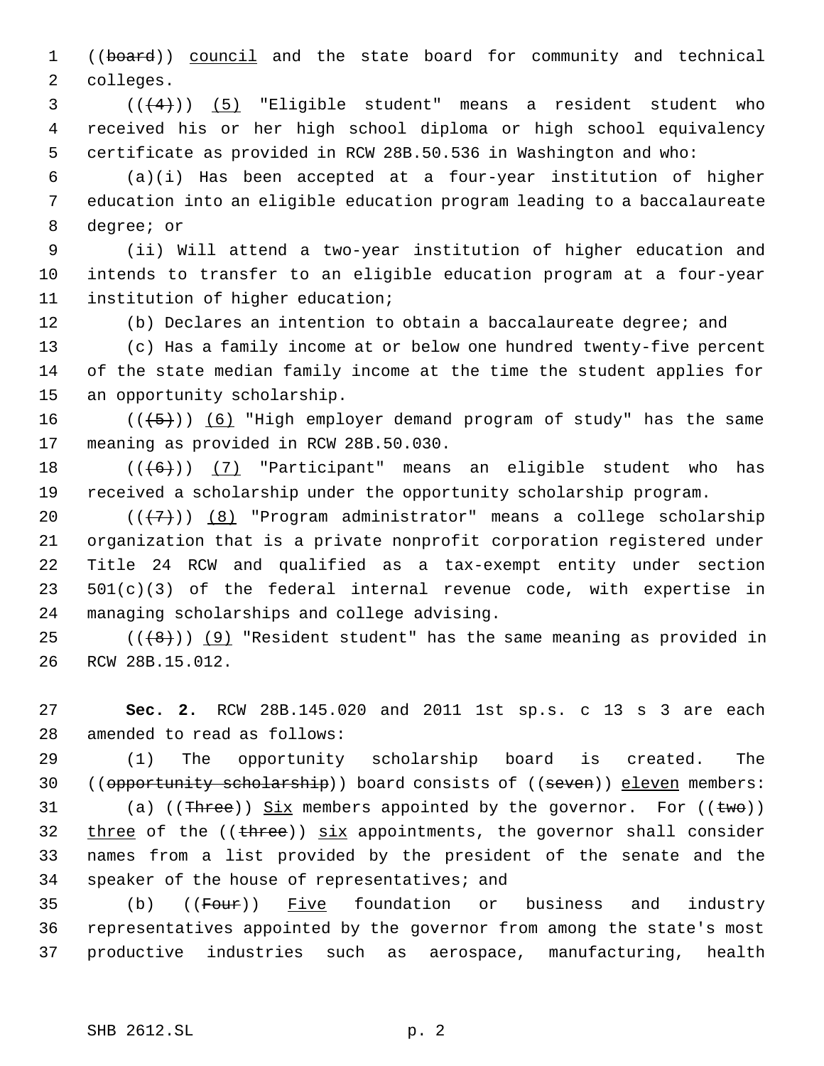((~~board~~)) <u>council</u> and the state board for community and technical colleges.

((~~(4)~~)) <u>(5)</u> "Eligible student" means a resident student who received his or her high school diploma or high school equivalency certificate as provided in RCW 28B.50.536 in Washington and who:

(a)(i) Has been accepted at a four-year institution of higher education into an eligible education program leading to a baccalaureate degree; or

(ii) Will attend a two-year institution of higher education and intends to transfer to an eligible education program at a four-year institution of higher education;

(b) Declares an intention to obtain a baccalaureate degree; and

(c) Has a family income at or below one hundred twenty-five percent of the state median family income at the time the student applies for an opportunity scholarship.

((~~(5)~~)) <u>(6)</u> "High employer demand program of study" has the same meaning as provided in RCW 28B.50.030.

((~~(6)~~)) <u>(7)</u> "Participant" means an eligible student who has received a scholarship under the opportunity scholarship program.

((~~(7)~~)) <u>(8)</u> "Program administrator" means a college scholarship organization that is a private nonprofit corporation registered under Title 24 RCW and qualified as a tax-exempt entity under section 501(c)(3) of the federal internal revenue code, with expertise in managing scholarships and college advising.

((~~(8)~~)) <u>(9)</u> "Resident student" has the same meaning as provided in RCW 28B.15.012.

**Sec. 2.** RCW 28B.145.020 and 2011 1st sp.s. c 13 s 3 are each amended to read as follows:

(1) The opportunity scholarship board is created. The ((~~opportunity scholarship~~)) board consists of ((~~seven~~)) <u>eleven</u> members:

(a) ((~~Three~~)) <u>Six</u> members appointed by the governor. For ((~~two~~)) <u>three</u> of the ((~~three~~)) <u>six</u> appointments, the governor shall consider names from a list provided by the president of the senate and the speaker of the house of representatives; and

(b) ((~~Four~~)) <u>Five</u> foundation or business and industry representatives appointed by the governor from among the state's most productive industries such as aerospace, manufacturing, health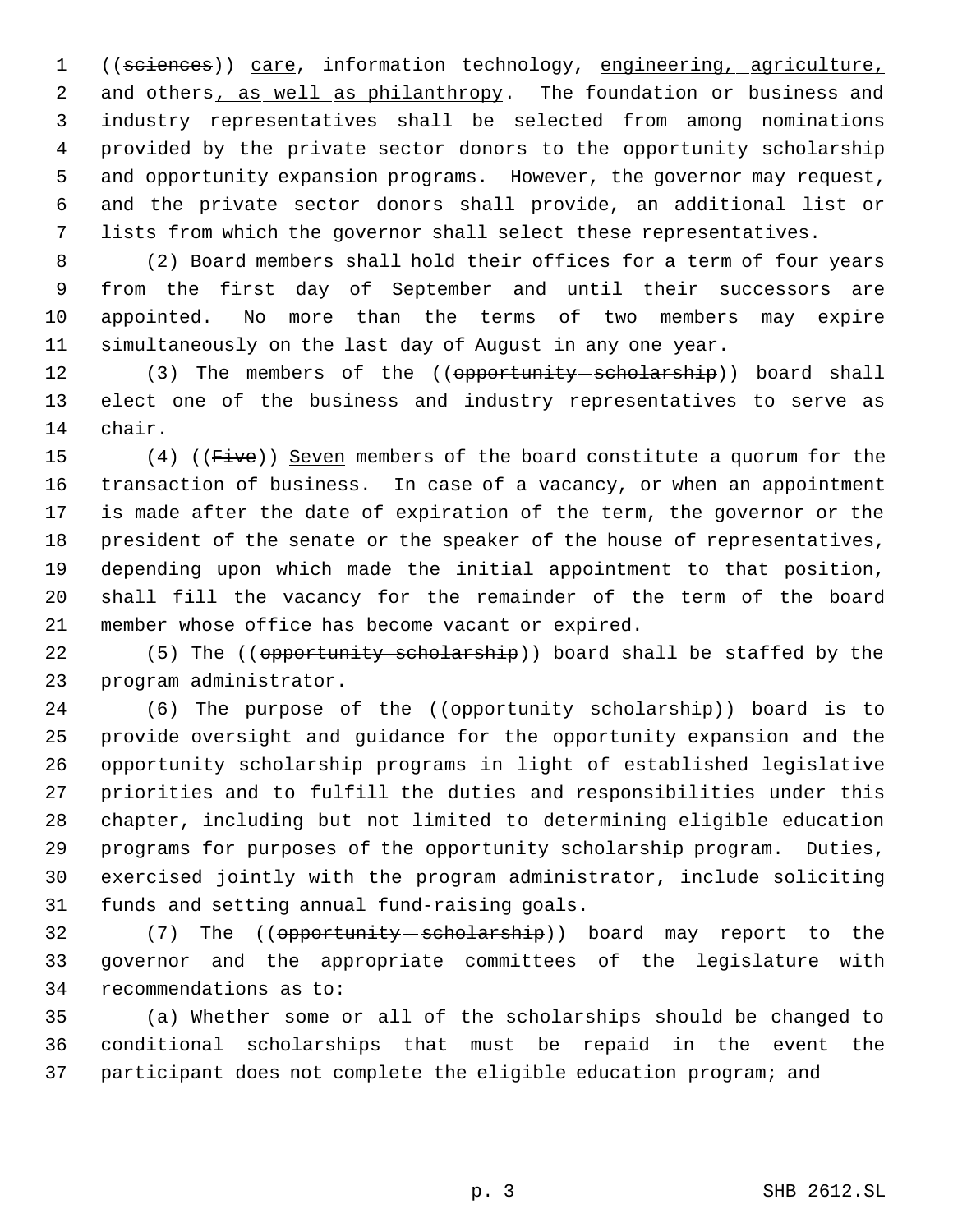((~~sciences~~)) <u>care</u>, information technology, <u>engineering, agriculture,</u> and others<u>, as well as philanthropy</u>. The foundation or business and industry representatives shall be selected from among nominations provided by the private sector donors to the opportunity scholarship and opportunity expansion programs. However, the governor may request, and the private sector donors shall provide, an additional list or lists from which the governor shall select these representatives.

(2) Board members shall hold their offices for a term of four years from the first day of September and until their successors are appointed. No more than the terms of two members may expire simultaneously on the last day of August in any one year.

(3) The members of the ((~~opportunity scholarship~~)) board shall elect one of the business and industry representatives to serve as chair.

(4) ((~~Five~~)) <u>Seven</u> members of the board constitute a quorum for the transaction of business. In case of a vacancy, or when an appointment is made after the date of expiration of the term, the governor or the president of the senate or the speaker of the house of representatives, depending upon which made the initial appointment to that position, shall fill the vacancy for the remainder of the term of the board member whose office has become vacant or expired.

(5) The ((~~opportunity scholarship~~)) board shall be staffed by the program administrator.

(6) The purpose of the ((~~opportunity scholarship~~)) board is to provide oversight and guidance for the opportunity expansion and the opportunity scholarship programs in light of established legislative priorities and to fulfill the duties and responsibilities under this chapter, including but not limited to determining eligible education programs for purposes of the opportunity scholarship program. Duties, exercised jointly with the program administrator, include soliciting funds and setting annual fund-raising goals.

(7) The ((~~opportunity scholarship~~)) board may report to the governor and the appropriate committees of the legislature with recommendations as to:

(a) Whether some or all of the scholarships should be changed to conditional scholarships that must be repaid in the event the participant does not complete the eligible education program; and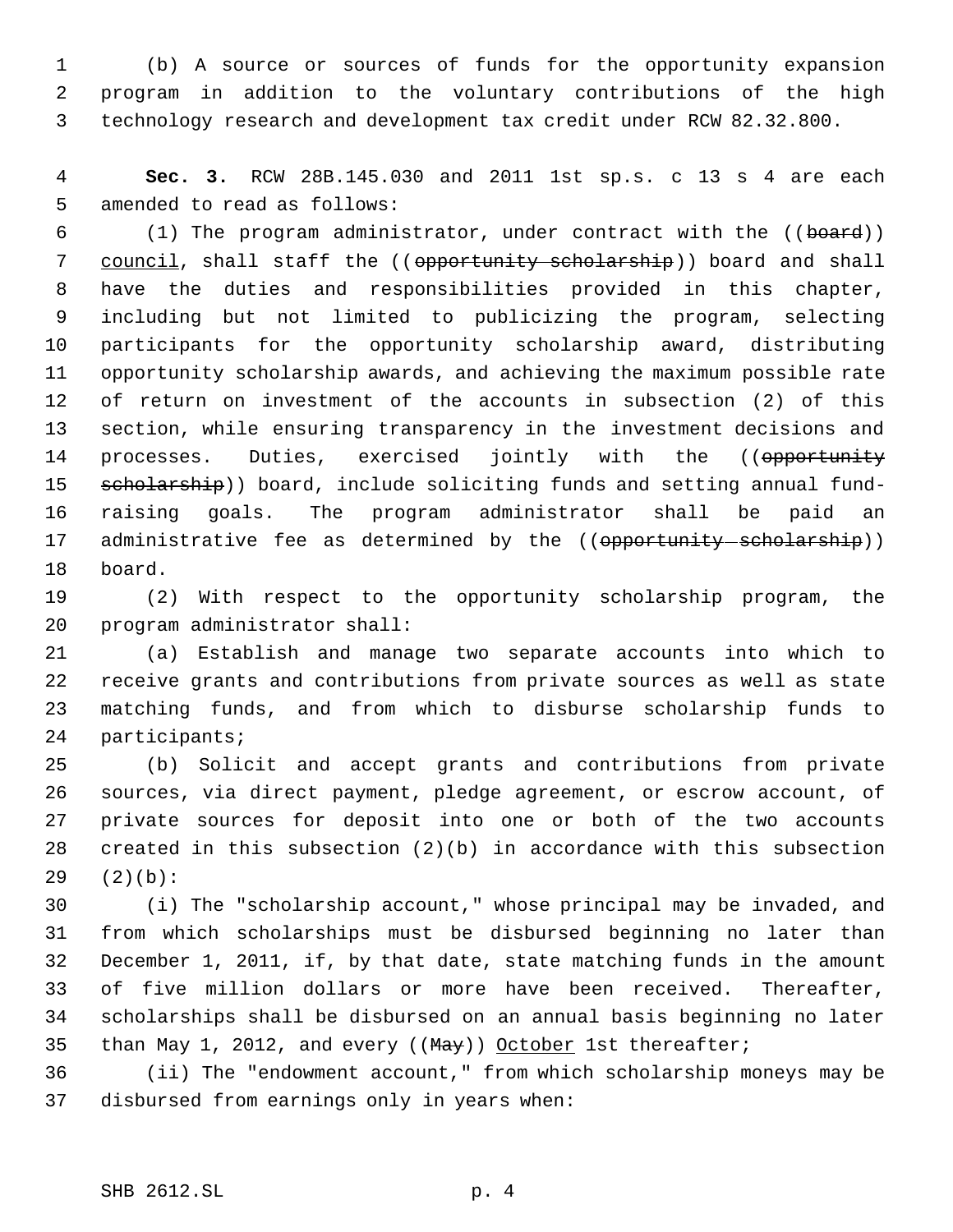(b) A source or sources of funds for the opportunity expansion program in addition to the voluntary contributions of the high technology research and development tax credit under RCW 82.32.800.

**Sec. 3.** RCW 28B.145.030 and 2011 1st sp.s. c 13 s 4 are each amended to read as follows:

(1) The program administrator, under contract with the ((~~board~~)) <u>council</u>, shall staff the ((~~opportunity scholarship~~)) board and shall have the duties and responsibilities provided in this chapter, including but not limited to publicizing the program, selecting participants for the opportunity scholarship award, distributing opportunity scholarship awards, and achieving the maximum possible rate of return on investment of the accounts in subsection (2) of this section, while ensuring transparency in the investment decisions and processes. Duties, exercised jointly with the ((~~opportunity scholarship~~)) board, include soliciting funds and setting annual fund-raising goals. The program administrator shall be paid an administrative fee as determined by the ((~~opportunity scholarship~~)) board.

(2) With respect to the opportunity scholarship program, the program administrator shall:

(a) Establish and manage two separate accounts into which to receive grants and contributions from private sources as well as state matching funds, and from which to disburse scholarship funds to participants;

(b) Solicit and accept grants and contributions from private sources, via direct payment, pledge agreement, or escrow account, of private sources for deposit into one or both of the two accounts created in this subsection (2)(b) in accordance with this subsection (2)(b):

(i) The "scholarship account," whose principal may be invaded, and from which scholarships must be disbursed beginning no later than December 1, 2011, if, by that date, state matching funds in the amount of five million dollars or more have been received. Thereafter, scholarships shall be disbursed on an annual basis beginning no later than May 1, 2012, and every ((~~May~~)) <u>October</u> 1st thereafter;

(ii) The "endowment account," from which scholarship moneys may be disbursed from earnings only in years when: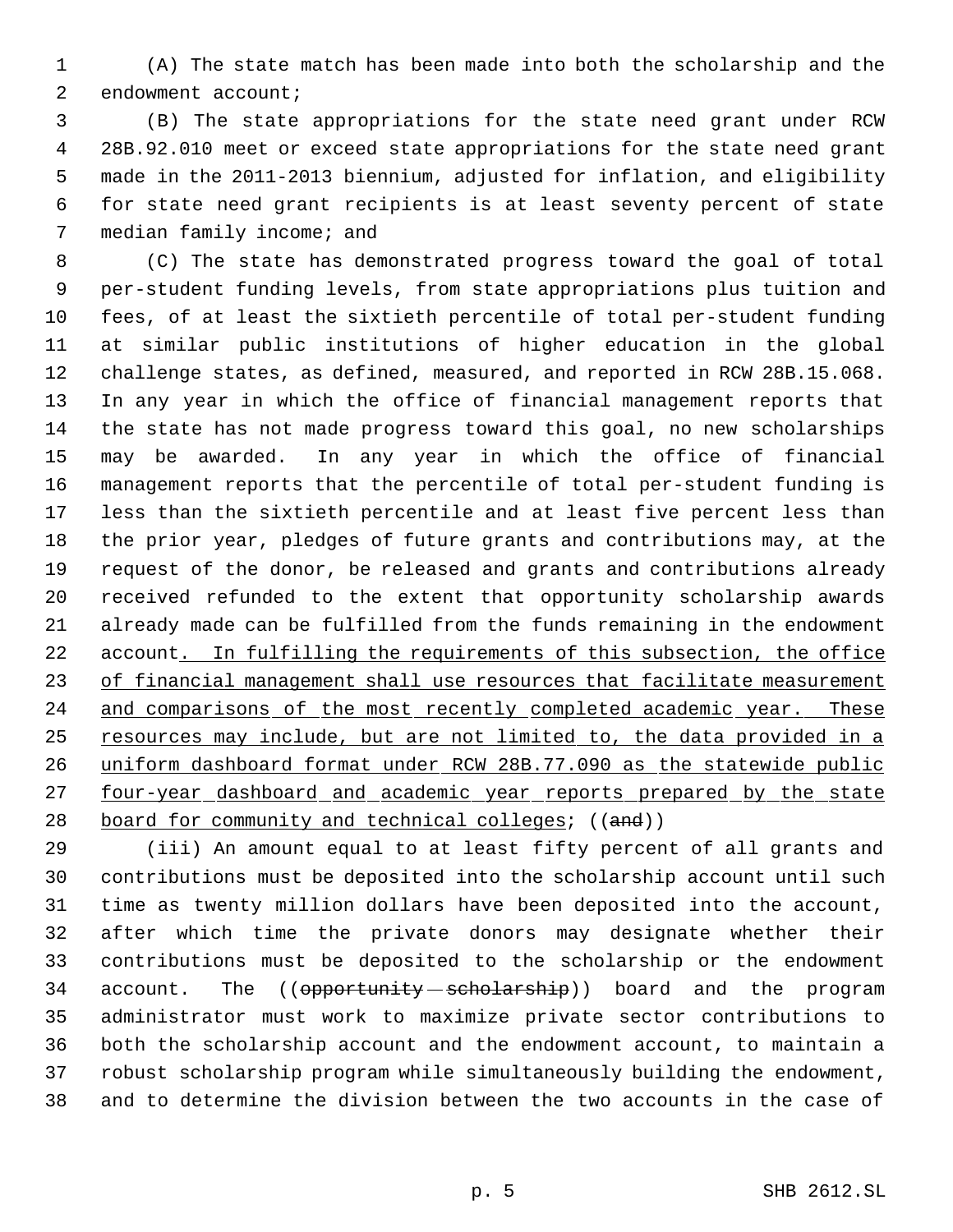(A) The state match has been made into both the scholarship and the endowment account;

(B) The state appropriations for the state need grant under RCW 28B.92.010 meet or exceed state appropriations for the state need grant made in the 2011-2013 biennium, adjusted for inflation, and eligibility for state need grant recipients is at least seventy percent of state median family income; and

(C) The state has demonstrated progress toward the goal of total per-student funding levels, from state appropriations plus tuition and fees, of at least the sixtieth percentile of total per-student funding at similar public institutions of higher education in the global challenge states, as defined, measured, and reported in RCW 28B.15.068. In any year in which the office of financial management reports that the state has not made progress toward this goal, no new scholarships may be awarded. In any year in which the office of financial management reports that the percentile of total per-student funding is less than the sixtieth percentile and at least five percent less than the prior year, pledges of future grants and contributions may, at the request of the donor, be released and grants and contributions already received refunded to the extent that opportunity scholarship awards already made can be fulfilled from the funds remaining in the endowment account. In fulfilling the requirements of this subsection, the office of financial management shall use resources that facilitate measurement and comparisons of the most recently completed academic year. These resources may include, but are not limited to, the data provided in a uniform dashboard format under RCW 28B.77.090 as the statewide public four-year dashboard and academic year reports prepared by the state board for community and technical colleges; ((~~and~~))

(iii) An amount equal to at least fifty percent of all grants and contributions must be deposited into the scholarship account until such time as twenty million dollars have been deposited into the account, after which time the private donors may designate whether their contributions must be deposited to the scholarship or the endowment account. The ((~~opportunity scholarship~~)) board and the program administrator must work to maximize private sector contributions to both the scholarship account and the endowment account, to maintain a robust scholarship program while simultaneously building the endowment, and to determine the division between the two accounts in the case of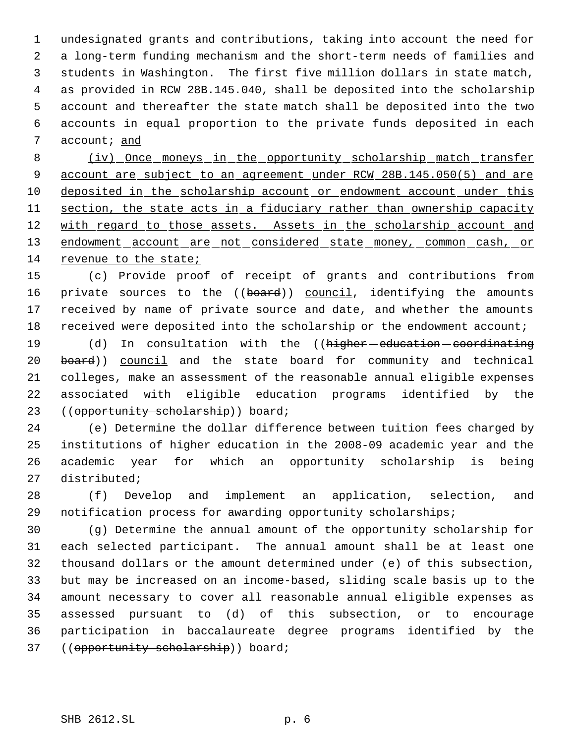undesignated grants and contributions, taking into account the need for a long-term funding mechanism and the short-term needs of families and students in Washington. The first five million dollars in state match, as provided in RCW 28B.145.040, shall be deposited into the scholarship account and thereafter the state match shall be deposited into the two accounts in equal proportion to the private funds deposited in each account; and

(iv) Once moneys in the opportunity scholarship match transfer account are subject to an agreement under RCW 28B.145.050(5) and are deposited in the scholarship account or endowment account under this section, the state acts in a fiduciary rather than ownership capacity with regard to those assets. Assets in the scholarship account and endowment account are not considered state money, common cash, or revenue to the state;

(c) Provide proof of receipt of grants and contributions from private sources to the ((board)) council, identifying the amounts received by name of private source and date, and whether the amounts received were deposited into the scholarship or the endowment account;

(d) In consultation with the ((higher education coordinating board)) council and the state board for community and technical colleges, make an assessment of the reasonable annual eligible expenses associated with eligible education programs identified by the ((opportunity scholarship)) board;

(e) Determine the dollar difference between tuition fees charged by institutions of higher education in the 2008-09 academic year and the academic year for which an opportunity scholarship is being distributed;

(f) Develop and implement an application, selection, and notification process for awarding opportunity scholarships;

(g) Determine the annual amount of the opportunity scholarship for each selected participant. The annual amount shall be at least one thousand dollars or the amount determined under (e) of this subsection, but may be increased on an income-based, sliding scale basis up to the amount necessary to cover all reasonable annual eligible expenses as assessed pursuant to (d) of this subsection, or to encourage participation in baccalaureate degree programs identified by the ((opportunity scholarship)) board;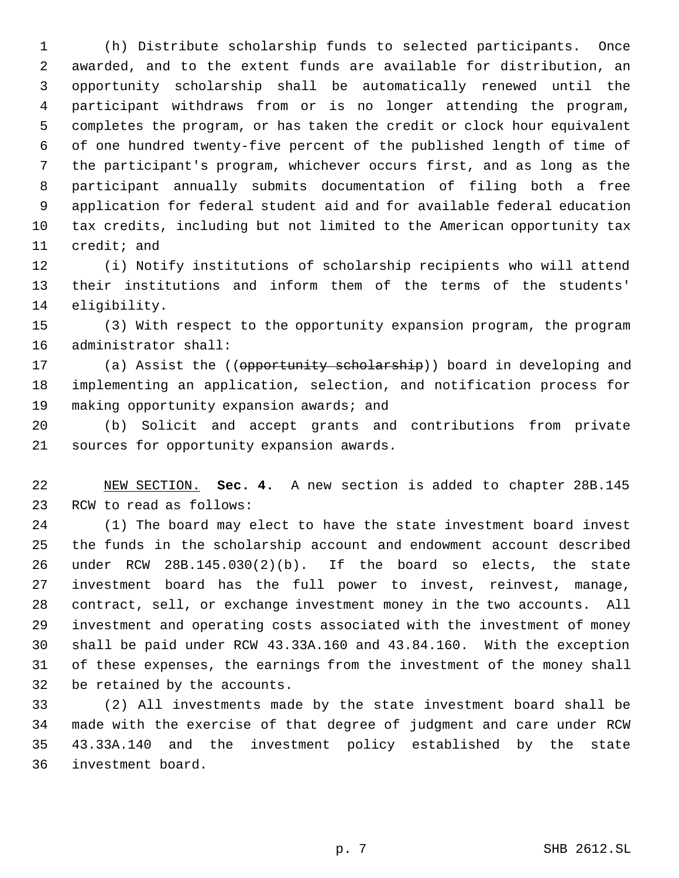(h) Distribute scholarship funds to selected participants. Once awarded, and to the extent funds are available for distribution, an opportunity scholarship shall be automatically renewed until the participant withdraws from or is no longer attending the program, completes the program, or has taken the credit or clock hour equivalent of one hundred twenty-five percent of the published length of time of the participant's program, whichever occurs first, and as long as the participant annually submits documentation of filing both a free application for federal student aid and for available federal education tax credits, including but not limited to the American opportunity tax credit; and

(i) Notify institutions of scholarship recipients who will attend their institutions and inform them of the terms of the students' eligibility.

(3) With respect to the opportunity expansion program, the program administrator shall:

(a) Assist the ((~~opportunity scholarship~~)) board in developing and implementing an application, selection, and notification process for making opportunity expansion awards; and

(b) Solicit and accept grants and contributions from private sources for opportunity expansion awards.

NEW SECTION. **Sec. 4.** A new section is added to chapter 28B.145 RCW to read as follows:

(1) The board may elect to have the state investment board invest the funds in the scholarship account and endowment account described under RCW 28B.145.030(2)(b). If the board so elects, the state investment board has the full power to invest, reinvest, manage, contract, sell, or exchange investment money in the two accounts. All investment and operating costs associated with the investment of money shall be paid under RCW 43.33A.160 and 43.84.160. With the exception of these expenses, the earnings from the investment of the money shall be retained by the accounts.

(2) All investments made by the state investment board shall be made with the exercise of that degree of judgment and care under RCW 43.33A.140 and the investment policy established by the state investment board.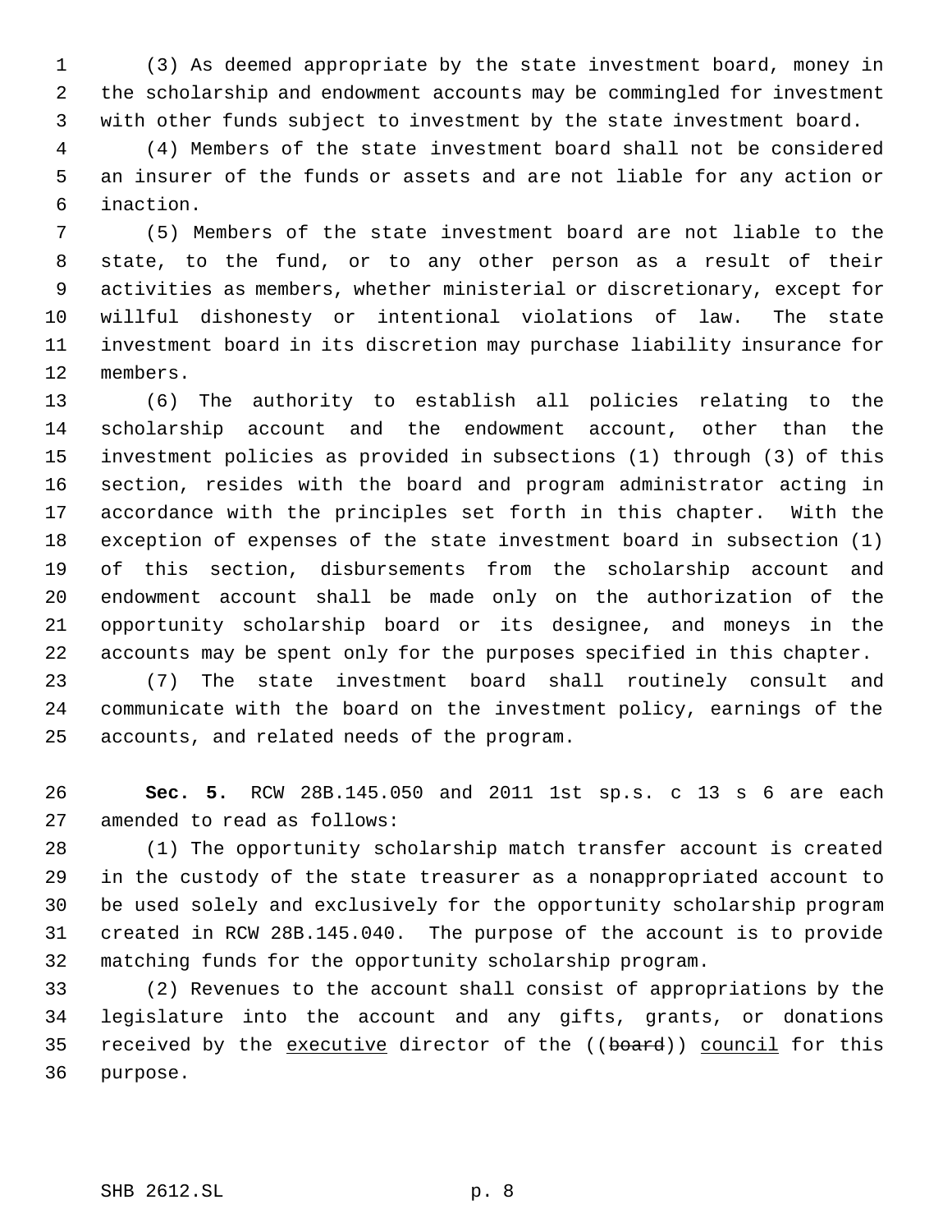(3) As deemed appropriate by the state investment board, money in the scholarship and endowment accounts may be commingled for investment with other funds subject to investment by the state investment board.

(4) Members of the state investment board shall not be considered an insurer of the funds or assets and are not liable for any action or inaction.

(5) Members of the state investment board are not liable to the state, to the fund, or to any other person as a result of their activities as members, whether ministerial or discretionary, except for willful dishonesty or intentional violations of law. The state investment board in its discretion may purchase liability insurance for members.

(6) The authority to establish all policies relating to the scholarship account and the endowment account, other than the investment policies as provided in subsections (1) through (3) of this section, resides with the board and program administrator acting in accordance with the principles set forth in this chapter. With the exception of expenses of the state investment board in subsection (1) of this section, disbursements from the scholarship account and endowment account shall be made only on the authorization of the opportunity scholarship board or its designee, and moneys in the accounts may be spent only for the purposes specified in this chapter.

(7) The state investment board shall routinely consult and communicate with the board on the investment policy, earnings of the accounts, and related needs of the program.

**Sec. 5.** RCW 28B.145.050 and 2011 1st sp.s. c 13 s 6 are each amended to read as follows:

(1) The opportunity scholarship match transfer account is created in the custody of the state treasurer as a nonappropriated account to be used solely and exclusively for the opportunity scholarship program created in RCW 28B.145.040. The purpose of the account is to provide matching funds for the opportunity scholarship program.

(2) Revenues to the account shall consist of appropriations by the legislature into the account and any gifts, grants, or donations received by the executive director of the ((~~board~~)) council for this purpose.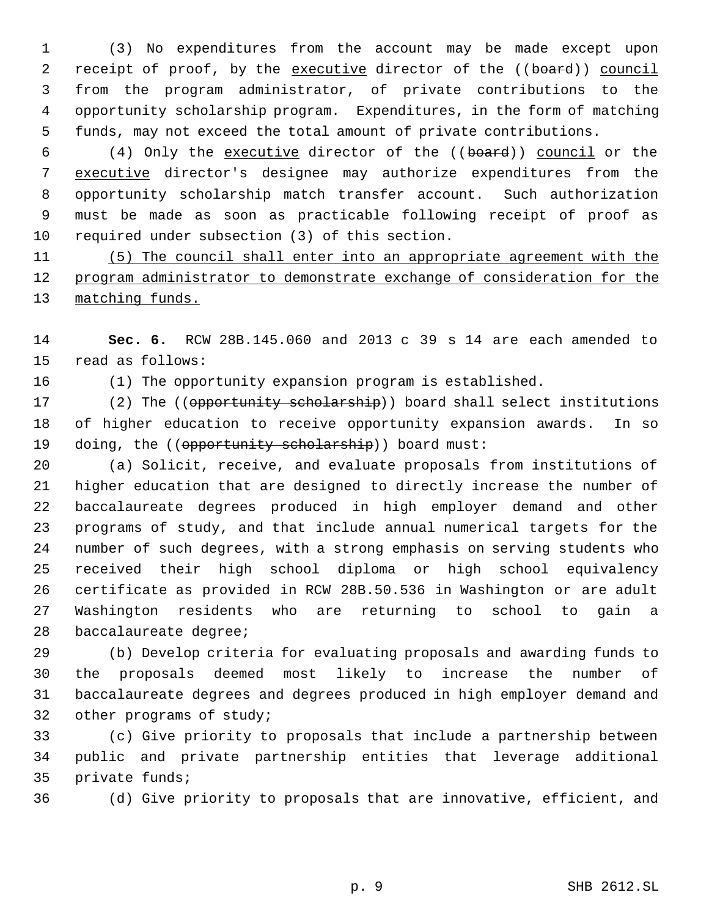(3) No expenditures from the account may be made except upon receipt of proof, by the executive director of the ((~~board~~)) council from the program administrator, of private contributions to the opportunity scholarship program. Expenditures, in the form of matching funds, may not exceed the total amount of private contributions.

(4) Only the executive director of the ((~~board~~)) council or the executive director's designee may authorize expenditures from the opportunity scholarship match transfer account. Such authorization must be made as soon as practicable following receipt of proof as required under subsection (3) of this section.

(5) The council shall enter into an appropriate agreement with the program administrator to demonstrate exchange of consideration for the matching funds.

**Sec. 6.** RCW 28B.145.060 and 2013 c 39 s 14 are each amended to read as follows:

(1) The opportunity expansion program is established.

(2) The ((~~opportunity scholarship~~)) board shall select institutions of higher education to receive opportunity expansion awards. In so doing, the ((~~opportunity scholarship~~)) board must:

(a) Solicit, receive, and evaluate proposals from institutions of higher education that are designed to directly increase the number of baccalaureate degrees produced in high employer demand and other programs of study, and that include annual numerical targets for the number of such degrees, with a strong emphasis on serving students who received their high school diploma or high school equivalency certificate as provided in RCW 28B.50.536 in Washington or are adult Washington residents who are returning to school to gain a baccalaureate degree;

(b) Develop criteria for evaluating proposals and awarding funds to the proposals deemed most likely to increase the number of baccalaureate degrees and degrees produced in high employer demand and other programs of study;

(c) Give priority to proposals that include a partnership between public and private partnership entities that leverage additional private funds;

(d) Give priority to proposals that are innovative, efficient, and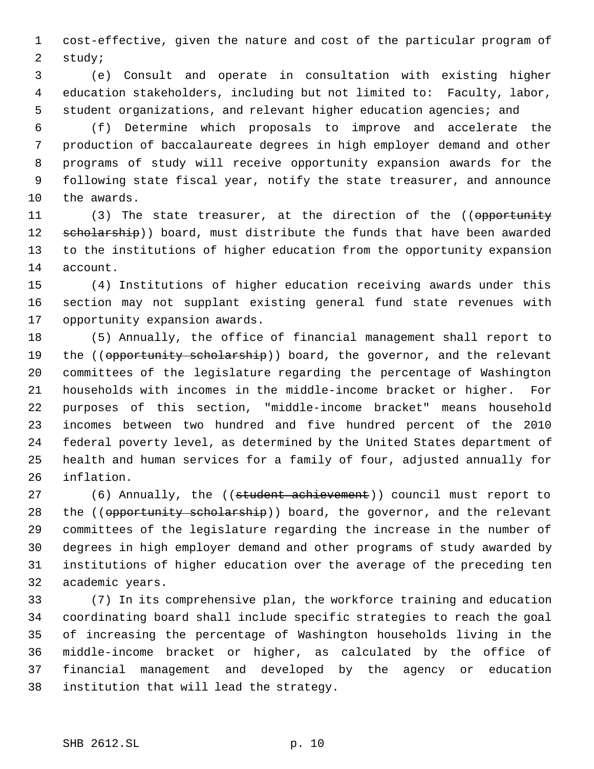cost-effective, given the nature and cost of the particular program of study;

(e) Consult and operate in consultation with existing higher education stakeholders, including but not limited to: Faculty, labor, student organizations, and relevant higher education agencies; and

(f) Determine which proposals to improve and accelerate the production of baccalaureate degrees in high employer demand and other programs of study will receive opportunity expansion awards for the following state fiscal year, notify the state treasurer, and announce the awards.

(3) The state treasurer, at the direction of the ((~~opportunity scholarship~~)) board, must distribute the funds that have been awarded to the institutions of higher education from the opportunity expansion account.

(4) Institutions of higher education receiving awards under this section may not supplant existing general fund state revenues with opportunity expansion awards.

(5) Annually, the office of financial management shall report to the ((~~opportunity scholarship~~)) board, the governor, and the relevant committees of the legislature regarding the percentage of Washington households with incomes in the middle-income bracket or higher. For purposes of this section, "middle-income bracket" means household incomes between two hundred and five hundred percent of the 2010 federal poverty level, as determined by the United States department of health and human services for a family of four, adjusted annually for inflation.

(6) Annually, the ((~~student achievement~~)) council must report to the ((~~opportunity scholarship~~)) board, the governor, and the relevant committees of the legislature regarding the increase in the number of degrees in high employer demand and other programs of study awarded by institutions of higher education over the average of the preceding ten academic years.

(7) In its comprehensive plan, the workforce training and education coordinating board shall include specific strategies to reach the goal of increasing the percentage of Washington households living in the middle-income bracket or higher, as calculated by the office of financial management and developed by the agency or education institution that will lead the strategy.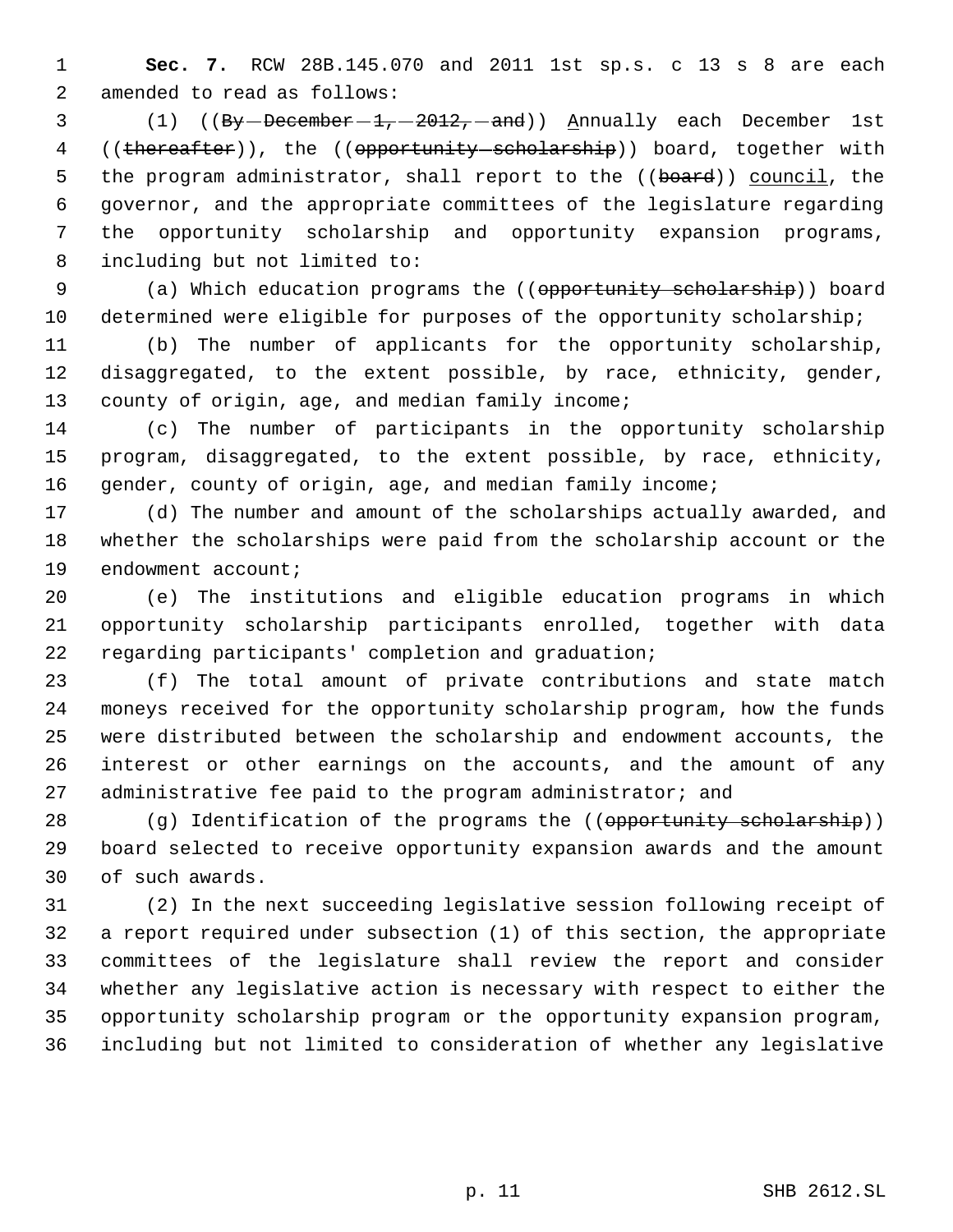**Sec. 7.** RCW 28B.145.070 and 2011 1st sp.s. c 13 s 8 are each amended to read as follows:

(1) ((~~By December 1, 2012, and~~)) Annually each December 1st ((~~thereafter~~)), the ((~~opportunity scholarship~~)) board, together with the program administrator, shall report to the ((~~board~~)) council, the governor, and the appropriate committees of the legislature regarding the opportunity scholarship and opportunity expansion programs, including but not limited to:

(a) Which education programs the ((~~opportunity scholarship~~)) board determined were eligible for purposes of the opportunity scholarship;

(b) The number of applicants for the opportunity scholarship, disaggregated, to the extent possible, by race, ethnicity, gender, county of origin, age, and median family income;

(c) The number of participants in the opportunity scholarship program, disaggregated, to the extent possible, by race, ethnicity, gender, county of origin, age, and median family income;

(d) The number and amount of the scholarships actually awarded, and whether the scholarships were paid from the scholarship account or the endowment account;

(e) The institutions and eligible education programs in which opportunity scholarship participants enrolled, together with data regarding participants' completion and graduation;

(f) The total amount of private contributions and state match moneys received for the opportunity scholarship program, how the funds were distributed between the scholarship and endowment accounts, the interest or other earnings on the accounts, and the amount of any administrative fee paid to the program administrator; and

(g) Identification of the programs the ((~~opportunity scholarship~~)) board selected to receive opportunity expansion awards and the amount of such awards.

(2) In the next succeeding legislative session following receipt of a report required under subsection (1) of this section, the appropriate committees of the legislature shall review the report and consider whether any legislative action is necessary with respect to either the opportunity scholarship program or the opportunity expansion program, including but not limited to consideration of whether any legislative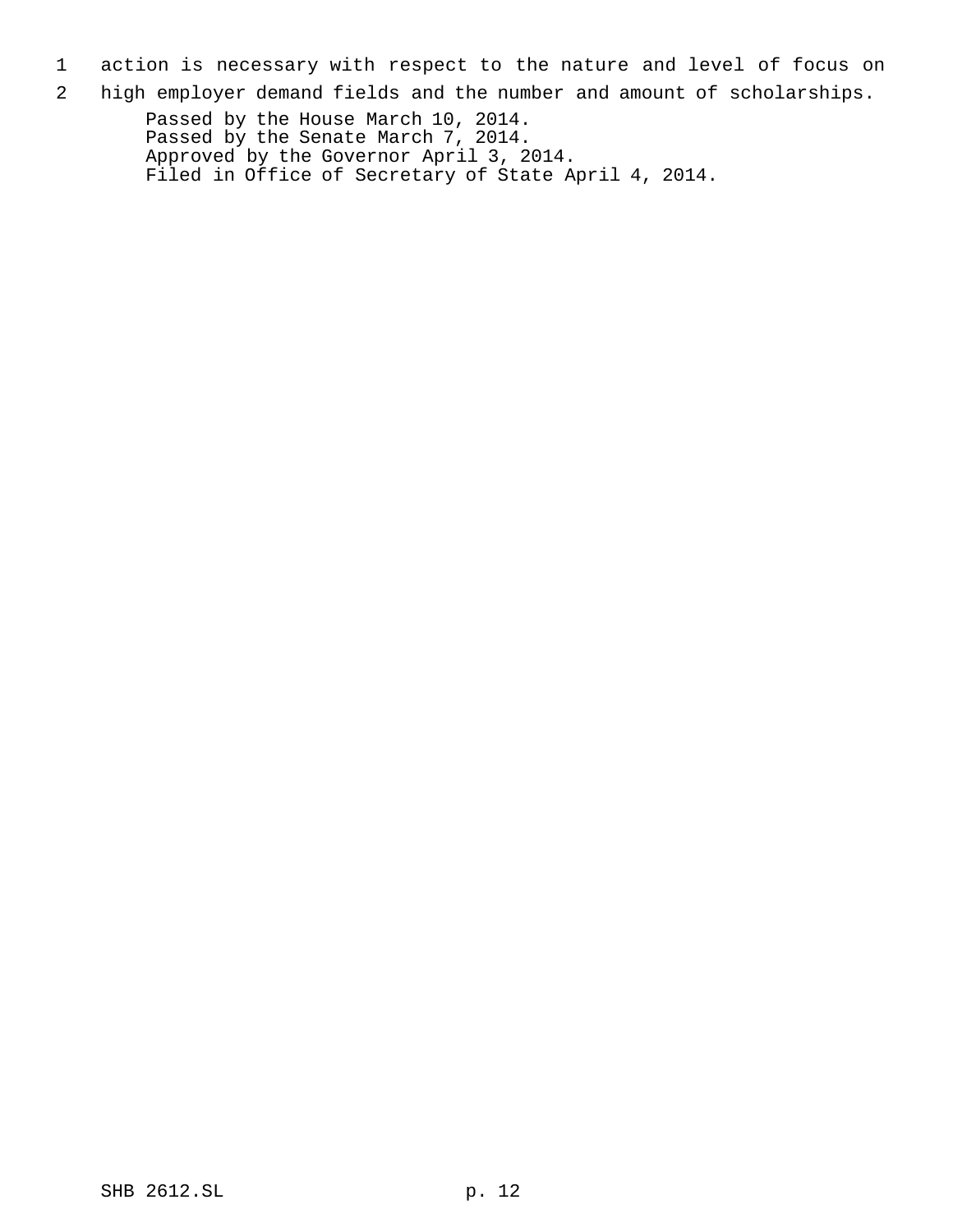action is necessary with respect to the nature and level of focus on high employer demand fields and the number and amount of scholarships.

Passed by the House March 10, 2014.
Passed by the Senate March 7, 2014.
Approved by the Governor April 3, 2014.
Filed in Office of Secretary of State April 4, 2014.